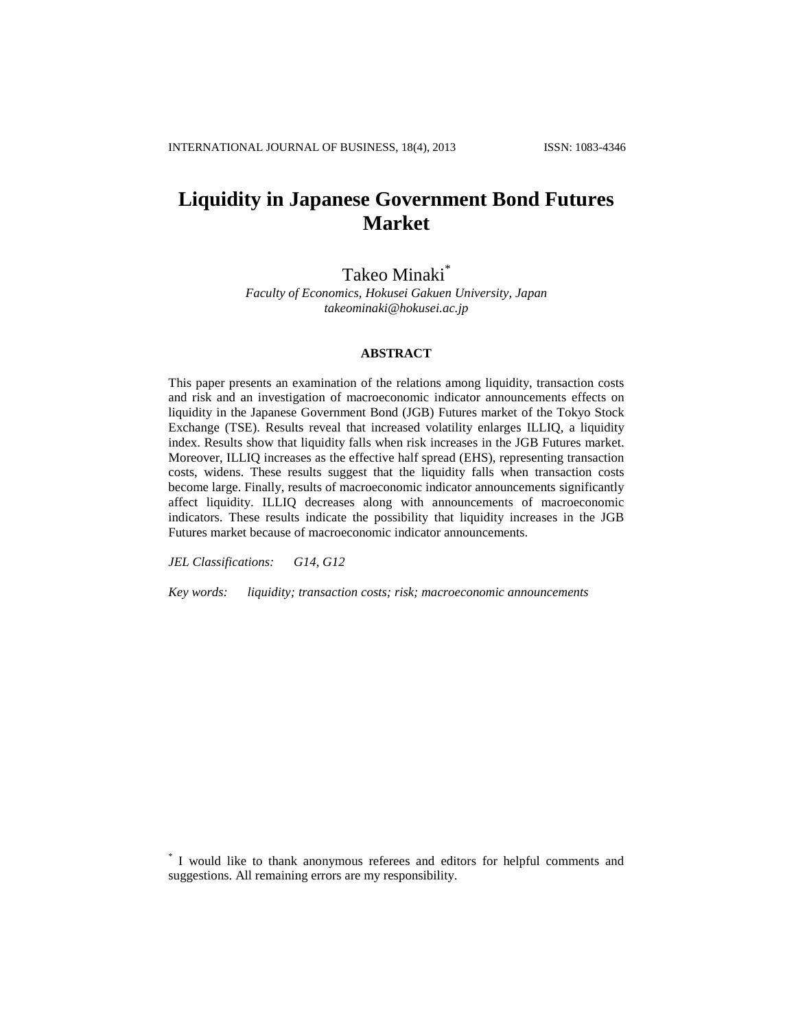# Liquidity in Japanese Government Bond Futures Market

Takeo Minaki[*]

*Faculty of Economics, Hokusei Gakuen University, Japan*
*takeominaki@hokusei.ac.jp*

## ABSTRACT

This paper presents an examination of the relations among liquidity, transaction costs and risk and an investigation of macroeconomic indicator announcements effects on liquidity in the Japanese Government Bond (JGB) Futures market of the Tokyo Stock Exchange (TSE). Results reveal that increased volatility enlarges ILLIQ, a liquidity index. Results show that liquidity falls when risk increases in the JGB Futures market. Moreover, ILLIQ increases as the effective half spread (EHS), representing transaction costs, widens. These results suggest that the liquidity falls when transaction costs become large. Finally, results of macroeconomic indicator announcements significantly affect liquidity. ILLIQ decreases along with announcements of macroeconomic indicators. These results indicate the possibility that liquidity increases in the JGB Futures market because of macroeconomic indicator announcements.

*JEL Classifications:* *G14, G12*

*Key words:* *liquidity; transaction costs; risk; macroeconomic announcements*

[*] I would like to thank anonymous referees and editors for helpful comments and suggestions. All remaining errors are my responsibility.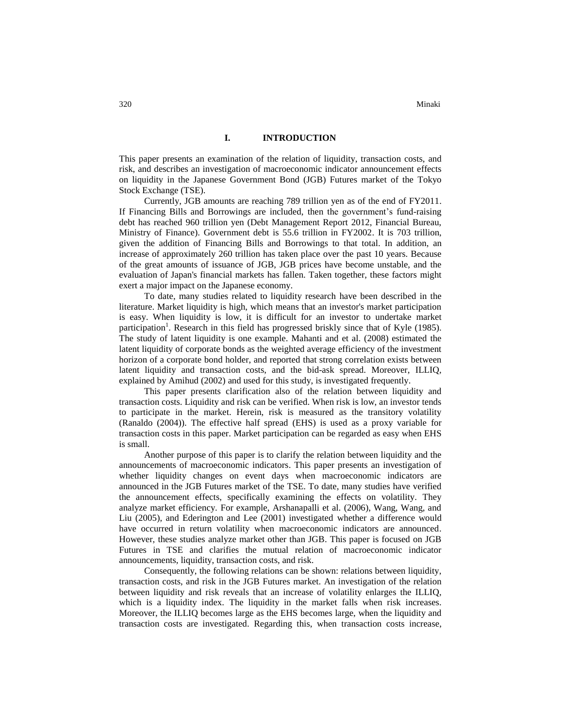## I. INTRODUCTION

This paper presents an examination of the relation of liquidity, transaction costs, and risk, and describes an investigation of macroeconomic indicator announcement effects on liquidity in the Japanese Government Bond (JGB) Futures market of the Tokyo Stock Exchange (TSE).

Currently, JGB amounts are reaching 789 trillion yen as of the end of FY2011. If Financing Bills and Borrowings are included, then the government's fund-raising debt has reached 960 trillion yen (Debt Management Report 2012, Financial Bureau, Ministry of Finance). Government debt is 55.6 trillion in FY2002. It is 703 trillion, given the addition of Financing Bills and Borrowings to that total. In addition, an increase of approximately 260 trillion has taken place over the past 10 years. Because of the great amounts of issuance of JGB, JGB prices have become unstable, and the evaluation of Japan's financial markets has fallen. Taken together, these factors might exert a major impact on the Japanese economy.

To date, many studies related to liquidity research have been described in the literature. Market liquidity is high, which means that an investor's market participation is easy. When liquidity is low, it is difficult for an investor to undertake market participation[1]. Research in this field has progressed briskly since that of Kyle (1985). The study of latent liquidity is one example. Mahanti and et al. (2008) estimated the latent liquidity of corporate bonds as the weighted average efficiency of the investment horizon of a corporate bond holder, and reported that strong correlation exists between latent liquidity and transaction costs, and the bid-ask spread. Moreover, ILLIQ, explained by Amihud (2002) and used for this study, is investigated frequently.

This paper presents clarification also of the relation between liquidity and transaction costs. Liquidity and risk can be verified. When risk is low, an investor tends to participate in the market. Herein, risk is measured as the transitory volatility (Ranaldo (2004)). The effective half spread (EHS) is used as a proxy variable for transaction costs in this paper. Market participation can be regarded as easy when EHS is small.

Another purpose of this paper is to clarify the relation between liquidity and the announcements of macroeconomic indicators. This paper presents an investigation of whether liquidity changes on event days when macroeconomic indicators are announced in the JGB Futures market of the TSE. To date, many studies have verified the announcement effects, specifically examining the effects on volatility. They analyze market efficiency. For example, Arshanapalli et al. (2006), Wang, Wang, and Liu (2005), and Ederington and Lee (2001) investigated whether a difference would have occurred in return volatility when macroeconomic indicators are announced. However, these studies analyze market other than JGB. This paper is focused on JGB Futures in TSE and clarifies the mutual relation of macroeconomic indicator announcements, liquidity, transaction costs, and risk.

Consequently, the following relations can be shown: relations between liquidity, transaction costs, and risk in the JGB Futures market. An investigation of the relation between liquidity and risk reveals that an increase of volatility enlarges the ILLIQ, which is a liquidity index. The liquidity in the market falls when risk increases. Moreover, the ILLIQ becomes large as the EHS becomes large, when the liquidity and transaction costs are investigated. Regarding this, when transaction costs increase,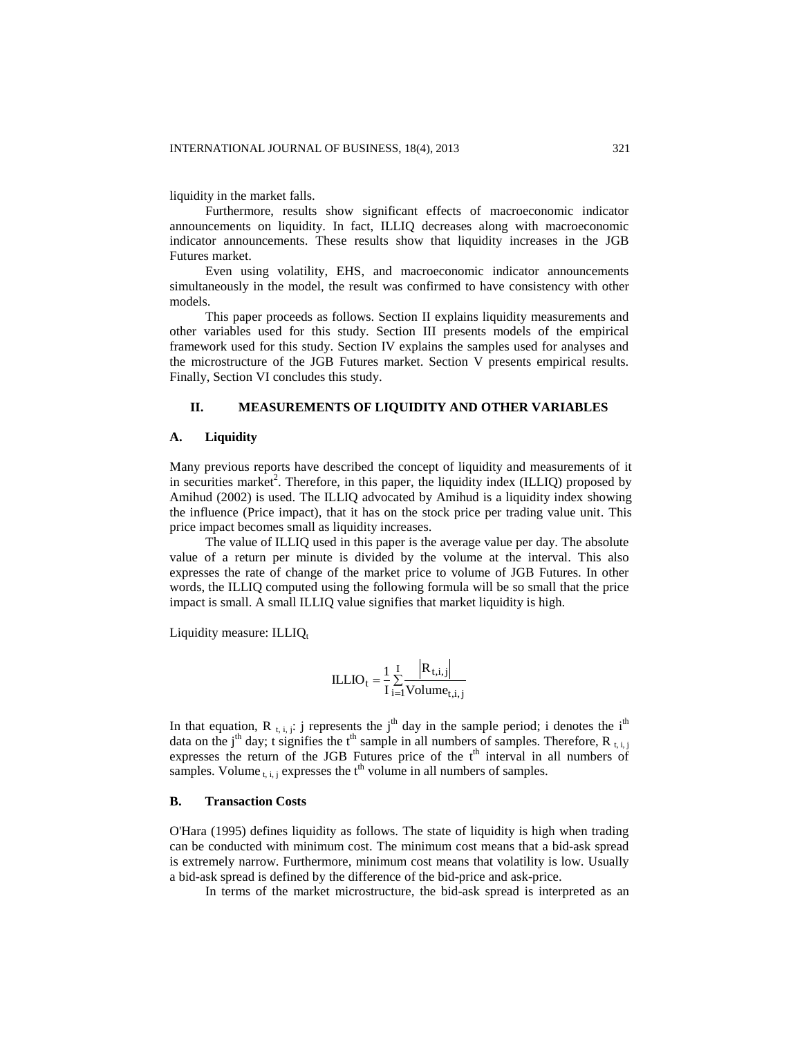liquidity in the market falls.

Furthermore, results show significant effects of macroeconomic indicator announcements on liquidity. In fact, ILLIQ decreases along with macroeconomic indicator announcements. These results show that liquidity increases in the JGB Futures market.

Even using volatility, EHS, and macroeconomic indicator announcements simultaneously in the model, the result was confirmed to have consistency with other models.

This paper proceeds as follows. Section II explains liquidity measurements and other variables used for this study. Section III presents models of the empirical framework used for this study. Section IV explains the samples used for analyses and the microstructure of the JGB Futures market. Section V presents empirical results. Finally, Section VI concludes this study.

## II. MEASUREMENTS OF LIQUIDITY AND OTHER VARIABLES

### A. Liquidity

Many previous reports have described the concept of liquidity and measurements of it in securities market[2]. Therefore, in this paper, the liquidity index (ILLIQ) proposed by Amihud (2002) is used. The ILLIQ advocated by Amihud is a liquidity index showing the influence (Price impact), that it has on the stock price per trading value unit. This price impact becomes small as liquidity increases.

The value of ILLIQ used in this paper is the average value per day. The absolute value of a return per minute is divided by the volume at the interval. This also expresses the rate of change of the market price to volume of JGB Futures. In other words, the ILLIQ computed using the following formula will be so small that the price impact is small. A small ILLIQ value signifies that market liquidity is high.

Liquidity measure: $ILLIQ_t$

$$\mathrm{ILLIO}_t = \frac{1}{I}\sum_{i=1}^{I}\frac{\left|R_{t,i,j}\right|}{\mathrm{Volume}_{t,i,j}}$$

In that equation, $R_{t,\,i,\,j}$: j represents the j[th] day in the sample period; i denotes the i[th] data on the j[th] day; t signifies the t[th] sample in all numbers of samples. Therefore, $R_{t,\,i,\,j}$ expresses the return of the JGB Futures price of the t[th] interval in all numbers of samples. $\mathrm{Volume}_{t,\,i,\,j}$ expresses the t[th] volume in all numbers of samples.

### B. Transaction Costs

O'Hara (1995) defines liquidity as follows. The state of liquidity is high when trading can be conducted with minimum cost. The minimum cost means that a bid-ask spread is extremely narrow. Furthermore, minimum cost means that volatility is low. Usually a bid-ask spread is defined by the difference of the bid-price and ask-price.

In terms of the market microstructure, the bid-ask spread is interpreted as an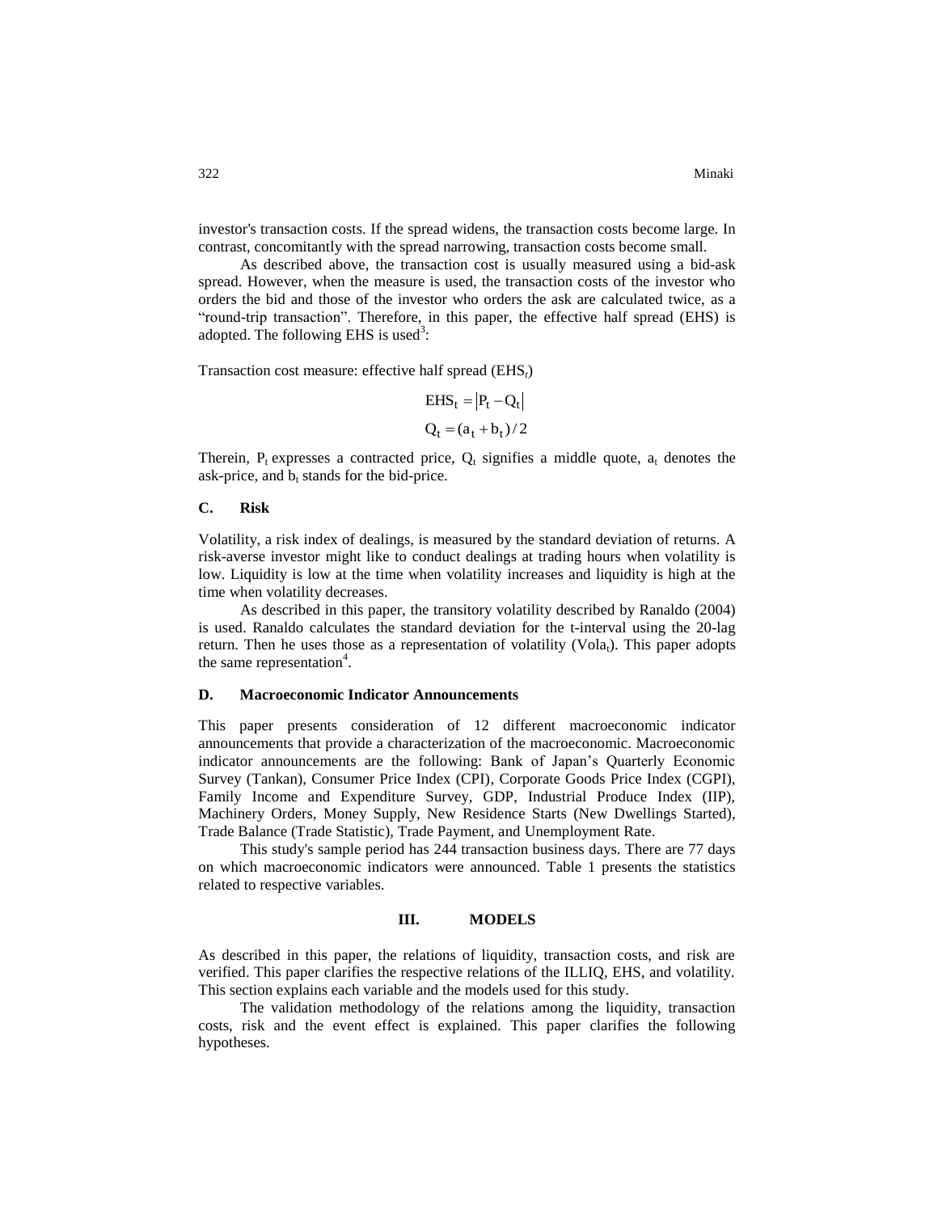investor's transaction costs. If the spread widens, the transaction costs become large. In contrast, concomitantly with the spread narrowing, transaction costs become small.

As described above, the transaction cost is usually measured using a bid-ask spread. However, when the measure is used, the transaction costs of the investor who orders the bid and those of the investor who orders the ask are calculated twice, as a "round-trip transaction". Therefore, in this paper, the effective half spread (EHS) is adopted. The following EHS is used[3]:

Transaction cost measure: effective half spread ($EHS_t$)

$$EHS_t = |P_t - Q_t|$$

$$Q_t = (a_t + b_t)/2$$

Therein, $P_t$ expresses a contracted price, $Q_t$ signifies a middle quote, $a_t$ denotes the ask-price, and $b_t$ stands for the bid-price.

### C. Risk

Volatility, a risk index of dealings, is measured by the standard deviation of returns. A risk-averse investor might like to conduct dealings at trading hours when volatility is low. Liquidity is low at the time when volatility increases and liquidity is high at the time when volatility decreases.

As described in this paper, the transitory volatility described by Ranaldo (2004) is used. Ranaldo calculates the standard deviation for the t-interval using the 20-lag return. Then he uses those as a representation of volatility ($Vola_t$). This paper adopts the same representation[4].

### D. Macroeconomic Indicator Announcements

This paper presents consideration of 12 different macroeconomic indicator announcements that provide a characterization of the macroeconomic. Macroeconomic indicator announcements are the following: Bank of Japan's Quarterly Economic Survey (Tankan), Consumer Price Index (CPI), Corporate Goods Price Index (CGPI), Family Income and Expenditure Survey, GDP, Industrial Produce Index (IIP), Machinery Orders, Money Supply, New Residence Starts (New Dwellings Started), Trade Balance (Trade Statistic), Trade Payment, and Unemployment Rate.

This study's sample period has 244 transaction business days. There are 77 days on which macroeconomic indicators were announced. Table 1 presents the statistics related to respective variables.

## III. MODELS

As described in this paper, the relations of liquidity, transaction costs, and risk are verified. This paper clarifies the respective relations of the ILLIQ, EHS, and volatility. This section explains each variable and the models used for this study.

The validation methodology of the relations among the liquidity, transaction costs, risk and the event effect is explained. This paper clarifies the following hypotheses.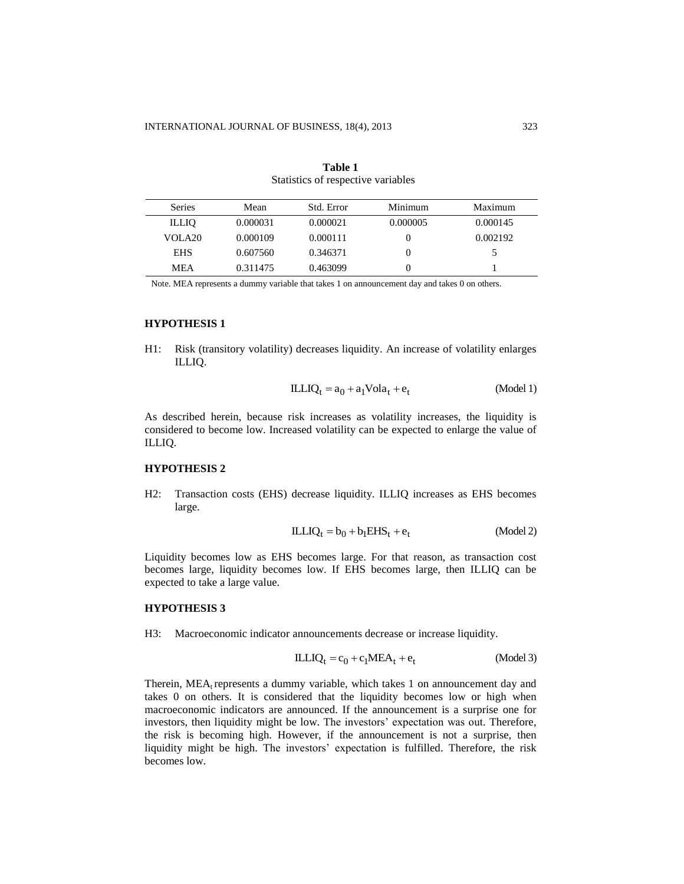**Table 1**
Statistics of respective variables

| Series | Mean | Std. Error | Minimum | Maximum |
|---|---|---|---|---|
| ILLIQ | 0.000031 | 0.000021 | 0.000005 | 0.000145 |
| VOLA20 | 0.000109 | 0.000111 | 0 | 0.002192 |
| EHS | 0.607560 | 0.346371 | 0 | 5 |
| MEA | 0.311475 | 0.463099 | 0 | 1 |

Note. MEA represents a dummy variable that takes 1 on announcement day and takes 0 on others.

### HYPOTHESIS 1

H1: Risk (transitory volatility) decreases liquidity. An increase of volatility enlarges ILLIQ.

$$\text{ILLIQ}_t = a_0 + a_1 \text{Vola}_t + e_t \qquad \text{(Model 1)}$$

As described herein, because risk increases as volatility increases, the liquidity is considered to become low. Increased volatility can be expected to enlarge the value of ILLIQ.

### HYPOTHESIS 2

H2: Transaction costs (EHS) decrease liquidity. ILLIQ increases as EHS becomes large.

$$\text{ILLIQ}_t = b_0 + b_1 \text{EHS}_t + e_t \qquad \text{(Model 2)}$$

Liquidity becomes low as EHS becomes large. For that reason, as transaction cost becomes large, liquidity becomes low. If EHS becomes large, then ILLIQ can be expected to take a large value.

### HYPOTHESIS 3

H3: Macroeconomic indicator announcements decrease or increase liquidity.

$$\text{ILLIQ}_t = c_0 + c_1 \text{MEA}_t + e_t \qquad \text{(Model 3)}$$

Therein, $\text{MEA}_t$ represents a dummy variable, which takes 1 on announcement day and takes 0 on others. It is considered that the liquidity becomes low or high when macroeconomic indicators are announced. If the announcement is a surprise one for investors, then liquidity might be low. The investors' expectation was out. Therefore, the risk is becoming high. However, if the announcement is not a surprise, then liquidity might be high. The investors' expectation is fulfilled. Therefore, the risk becomes low.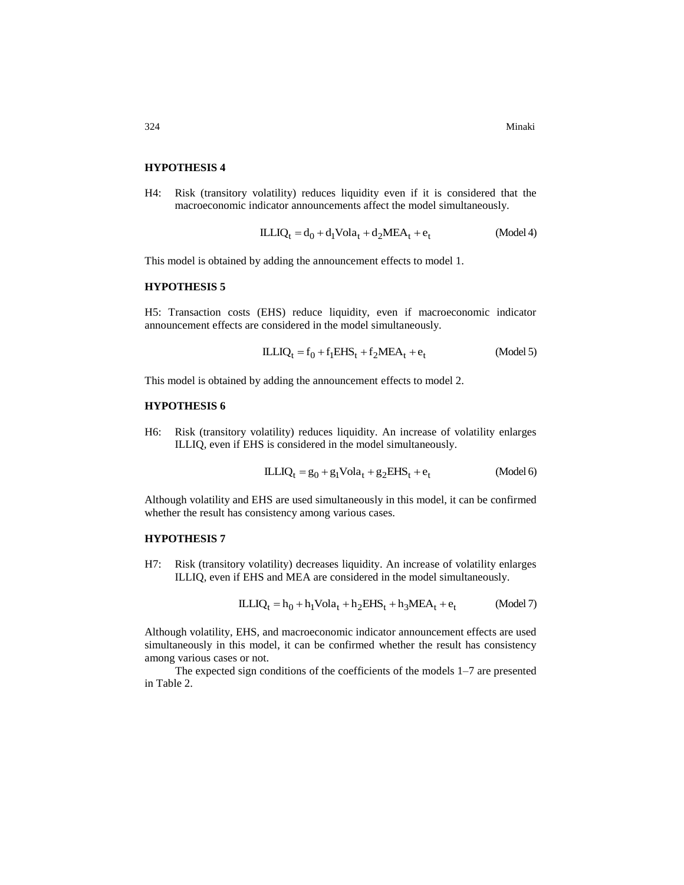**HYPOTHESIS 4**

H4: Risk (transitory volatility) reduces liquidity even if it is considered that the macroeconomic indicator announcements affect the model simultaneously.

$$ILLIQ_t = d_0 + d_1 Vola_t + d_2 MEA_t + e_t \qquad \text{(Model 4)}$$

This model is obtained by adding the announcement effects to model 1.

**HYPOTHESIS 5**

H5: Transaction costs (EHS) reduce liquidity, even if macroeconomic indicator announcement effects are considered in the model simultaneously.

$$ILLIQ_t = f_0 + f_1 EHS_t + f_2 MEA_t + e_t \qquad \text{(Model 5)}$$

This model is obtained by adding the announcement effects to model 2.

**HYPOTHESIS 6**

H6: Risk (transitory volatility) reduces liquidity. An increase of volatility enlarges ILLIQ, even if EHS is considered in the model simultaneously.

$$ILLIQ_t = g_0 + g_1 Vola_t + g_2 EHS_t + e_t \qquad \text{(Model 6)}$$

Although volatility and EHS are used simultaneously in this model, it can be confirmed whether the result has consistency among various cases.

**HYPOTHESIS 7**

H7: Risk (transitory volatility) decreases liquidity. An increase of volatility enlarges ILLIQ, even if EHS and MEA are considered in the model simultaneously.

$$ILLIQ_t = h_0 + h_1 Vola_t + h_2 EHS_t + h_3 MEA_t + e_t \qquad \text{(Model 7)}$$

Although volatility, EHS, and macroeconomic indicator announcement effects are used simultaneously in this model, it can be confirmed whether the result has consistency among various cases or not.

The expected sign conditions of the coefficients of the models 1–7 are presented in Table 2.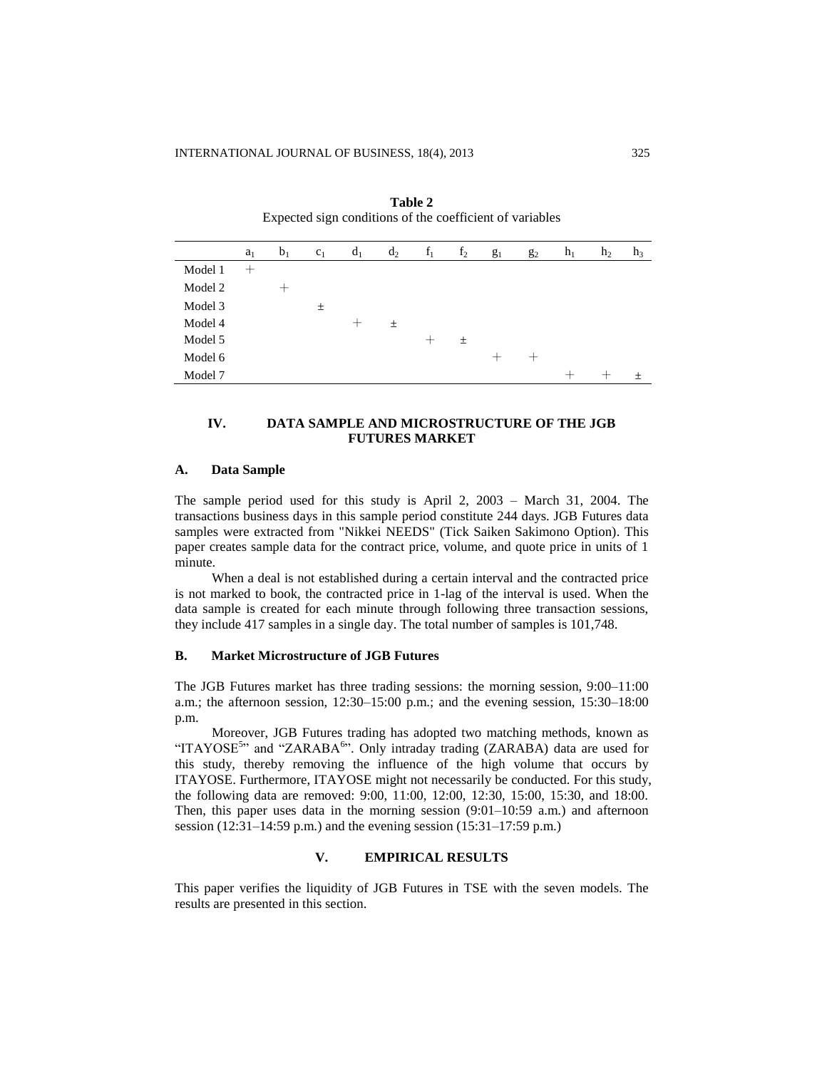**Table 2**
Expected sign conditions of the coefficient of variables

| | $a_1$ | $b_1$ | $c_1$ | $d_1$ | $d_2$ | $f_1$ | $f_2$ | $g_1$ | $g_2$ | $h_1$ | $h_2$ | $h_3$ |
|---|---|---|---|---|---|---|---|---|---|---|---|---|
| Model 1 | + | | | | | | | | | | | |
| Model 2 | | + | | | | | | | | | | |
| Model 3 | | | ± | | | | | | | | | |
| Model 4 | | | | + | ± | | | | | | | |
| Model 5 | | | | | | + | ± | | | | | |
| Model 6 | | | | | | | | + | + | | | |
| Model 7 | | | | | | | | | | + | + | ± |

## IV. DATA SAMPLE AND MICROSTRUCTURE OF THE JGB FUTURES MARKET

### A. Data Sample

The sample period used for this study is April 2, 2003 – March 31, 2004. The transactions business days in this sample period constitute 244 days. JGB Futures data samples were extracted from "Nikkei NEEDS" (Tick Saiken Sakimono Option). This paper creates sample data for the contract price, volume, and quote price in units of 1 minute.

When a deal is not established during a certain interval and the contracted price is not marked to book, the contracted price in 1-lag of the interval is used. When the data sample is created for each minute through following three transaction sessions, they include 417 samples in a single day. The total number of samples is 101,748.

### B. Market Microstructure of JGB Futures

The JGB Futures market has three trading sessions: the morning session, 9:00–11:00 a.m.; the afternoon session, 12:30–15:00 p.m.; and the evening session, 15:30–18:00 p.m.

Moreover, JGB Futures trading has adopted two matching methods, known as "ITAYOSE[5]" and "ZARABA[6]". Only intraday trading (ZARABA) data are used for this study, thereby removing the influence of the high volume that occurs by ITAYOSE. Furthermore, ITAYOSE might not necessarily be conducted. For this study, the following data are removed: 9:00, 11:00, 12:00, 12:30, 15:00, 15:30, and 18:00. Then, this paper uses data in the morning session (9:01–10:59 a.m.) and afternoon session (12:31–14:59 p.m.) and the evening session (15:31–17:59 p.m.)

## V. EMPIRICAL RESULTS

This paper verifies the liquidity of JGB Futures in TSE with the seven models. The results are presented in this section.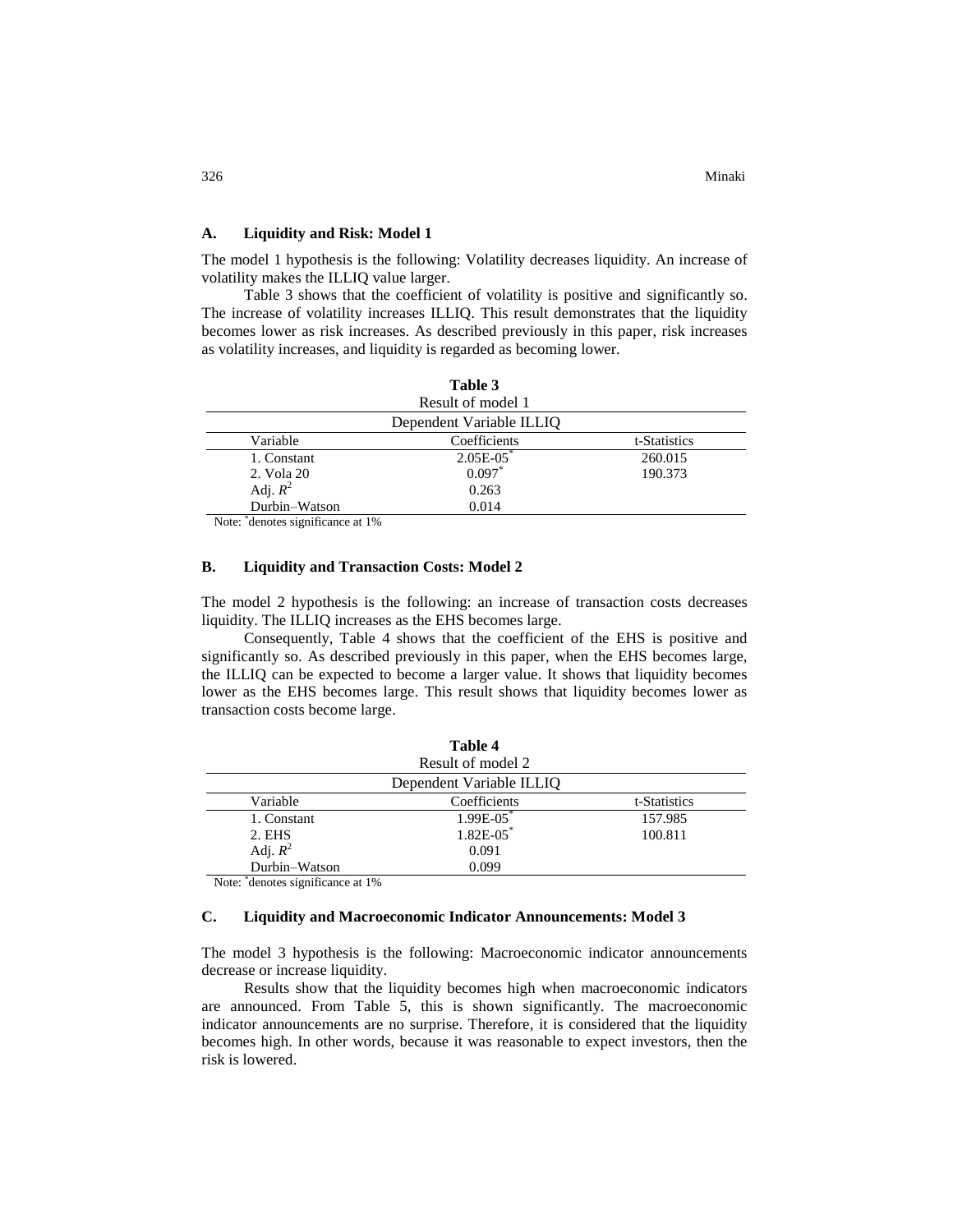### A. Liquidity and Risk: Model 1

The model 1 hypothesis is the following: Volatility decreases liquidity. An increase of volatility makes the ILLIQ value larger.

Table 3 shows that the coefficient of volatility is positive and significantly so. The increase of volatility increases ILLIQ. This result demonstrates that the liquidity becomes lower as risk increases. As described previously in this paper, risk increases as volatility increases, and liquidity is regarded as becoming lower.

**Table 3**

Result of model 1

| Dependent Variable ILLIQ | | |
|---|---|---|
| Variable | Coefficients | t-Statistics |
| 1. Constant | 2.05E-05* | 260.015 |
| 2. Vola 20 | 0.097* | 190.373 |
| Adj. $R^2$ | 0.263 | |
| Durbin–Watson | 0.014 | |

Note: *denotes significance at 1%

### B. Liquidity and Transaction Costs: Model 2

The model 2 hypothesis is the following: an increase of transaction costs decreases liquidity. The ILLIQ increases as the EHS becomes large.

Consequently, Table 4 shows that the coefficient of the EHS is positive and significantly so. As described previously in this paper, when the EHS becomes large, the ILLIQ can be expected to become a larger value. It shows that liquidity becomes lower as the EHS becomes large. This result shows that liquidity becomes lower as transaction costs become large.

**Table 4**

Result of model 2

| Dependent Variable ILLIQ | | |
|---|---|---|
| Variable | Coefficients | t-Statistics |
| 1. Constant | 1.99E-05* | 157.985 |
| 2. EHS | 1.82E-05* | 100.811 |
| Adj. $R^2$ | 0.091 | |
| Durbin–Watson | 0.099 | |

Note: *denotes significance at 1%

### C. Liquidity and Macroeconomic Indicator Announcements: Model 3

The model 3 hypothesis is the following: Macroeconomic indicator announcements decrease or increase liquidity.

Results show that the liquidity becomes high when macroeconomic indicators are announced. From Table 5, this is shown significantly. The macroeconomic indicator announcements are no surprise. Therefore, it is considered that the liquidity becomes high. In other words, because it was reasonable to expect investors, then the risk is lowered.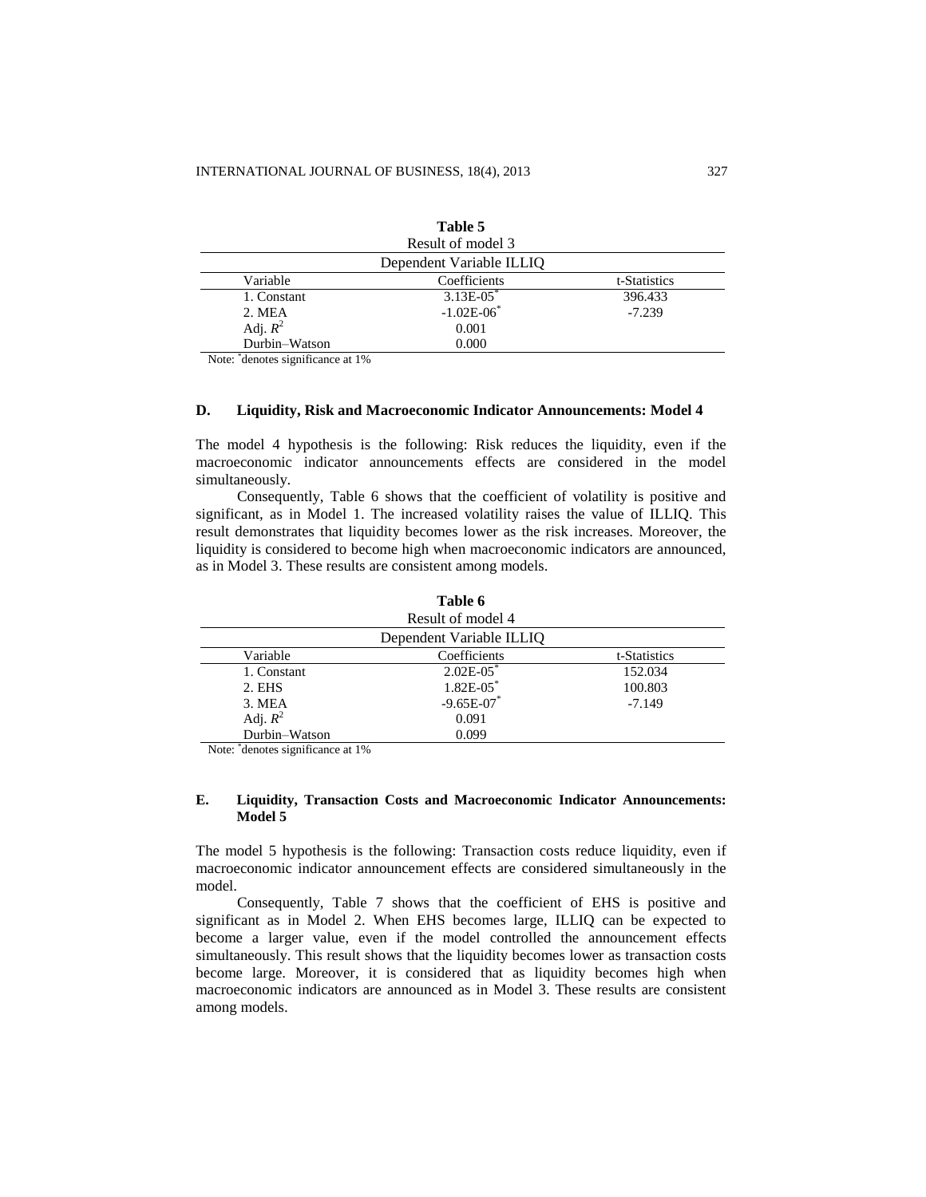**Table 5**
Result of model 3

| Dependent Variable ILLIQ | | |
|---|---|---|
| Variable | Coefficients | t-Statistics |
| 1. Constant | 3.13E-05* | 396.433 |
| 2. MEA | -1.02E-06* | -7.239 |
| Adj. $R^2$ | 0.001 | |
| Durbin–Watson | 0.000 | |

Note: *denotes significance at 1%

### D. Liquidity, Risk and Macroeconomic Indicator Announcements: Model 4

The model 4 hypothesis is the following: Risk reduces the liquidity, even if the macroeconomic indicator announcements effects are considered in the model simultaneously.

Consequently, Table 6 shows that the coefficient of volatility is positive and significant, as in Model 1. The increased volatility raises the value of ILLIQ. This result demonstrates that liquidity becomes lower as the risk increases. Moreover, the liquidity is considered to become high when macroeconomic indicators are announced, as in Model 3. These results are consistent among models.

**Table 6**
Result of model 4

| Dependent Variable ILLIQ | | |
|---|---|---|
| Variable | Coefficients | t-Statistics |
| 1. Constant | 2.02E-05* | 152.034 |
| 2. EHS | 1.82E-05* | 100.803 |
| 3. MEA | -9.65E-07* | -7.149 |
| Adj. $R^2$ | 0.091 | |
| Durbin–Watson | 0.099 | |

Note: *denotes significance at 1%

### E. Liquidity, Transaction Costs and Macroeconomic Indicator Announcements: Model 5

The model 5 hypothesis is the following: Transaction costs reduce liquidity, even if macroeconomic indicator announcement effects are considered simultaneously in the model.

Consequently, Table 7 shows that the coefficient of EHS is positive and significant as in Model 2. When EHS becomes large, ILLIQ can be expected to become a larger value, even if the model controlled the announcement effects simultaneously. This result shows that the liquidity becomes lower as transaction costs become large. Moreover, it is considered that as liquidity becomes high when macroeconomic indicators are announced as in Model 3. These results are consistent among models.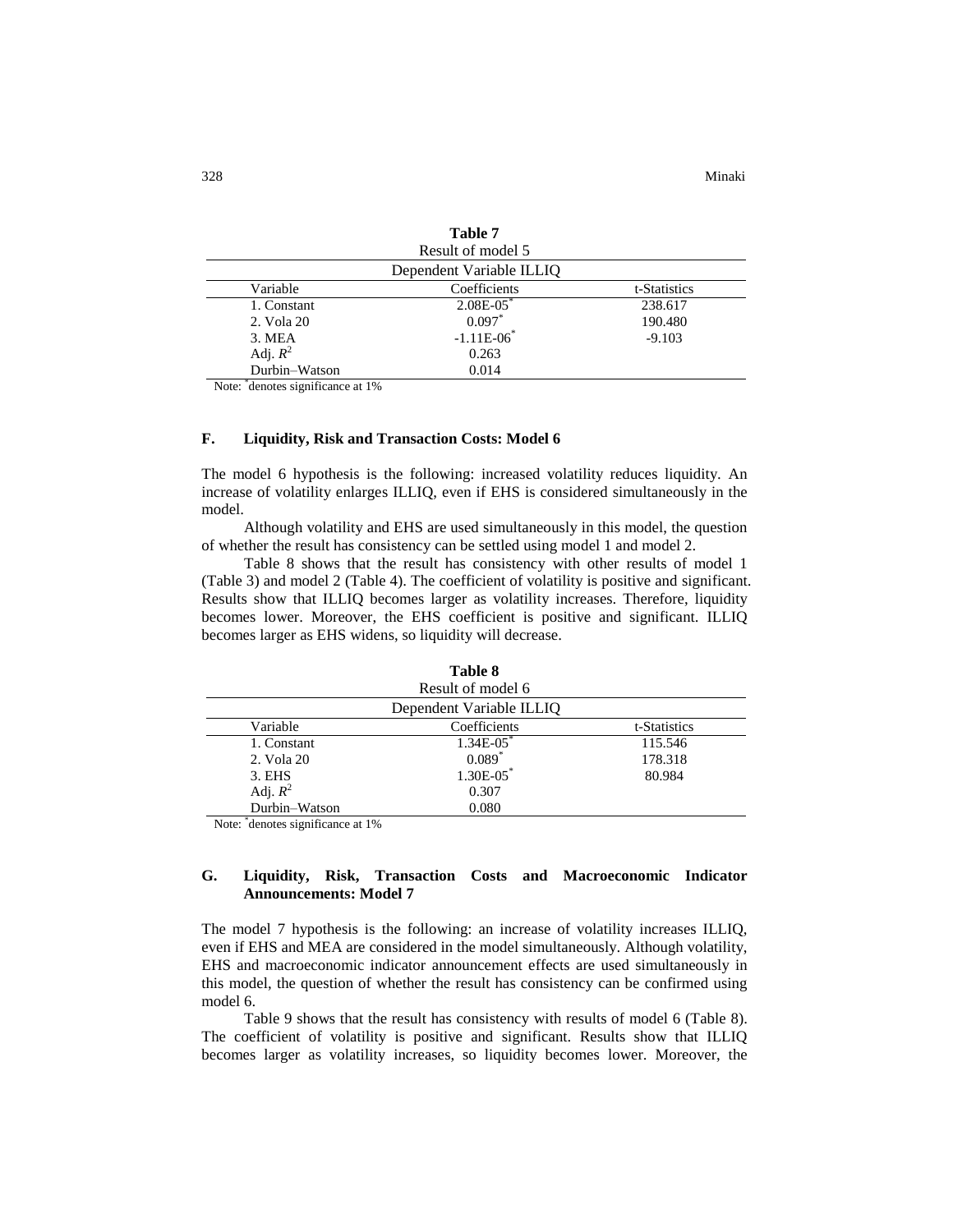**Table 7**

Result of model 5

| Dependent Variable ILLIQ | | |
|---|---|---|
| Variable | Coefficients | t-Statistics |
| 1. Constant | 2.08E-05* | 238.617 |
| 2. Vola 20 | 0.097* | 190.480 |
| 3. MEA | -1.11E-06* | -9.103 |
| Adj. $R^2$ | 0.263 | |
| Durbin–Watson | 0.014 | |

Note: *denotes significance at 1%

### F. Liquidity, Risk and Transaction Costs: Model 6

The model 6 hypothesis is the following: increased volatility reduces liquidity. An increase of volatility enlarges ILLIQ, even if EHS is considered simultaneously in the model.

Although volatility and EHS are used simultaneously in this model, the question of whether the result has consistency can be settled using model 1 and model 2.

Table 8 shows that the result has consistency with other results of model 1 (Table 3) and model 2 (Table 4). The coefficient of volatility is positive and significant. Results show that ILLIQ becomes larger as volatility increases. Therefore, liquidity becomes lower. Moreover, the EHS coefficient is positive and significant. ILLIQ becomes larger as EHS widens, so liquidity will decrease.

**Table 8**

Result of model 6

| Dependent Variable ILLIQ | | |
|---|---|---|
| Variable | Coefficients | t-Statistics |
| 1. Constant | 1.34E-05* | 115.546 |
| 2. Vola 20 | 0.089* | 178.318 |
| 3. EHS | 1.30E-05* | 80.984 |
| Adj. $R^2$ | 0.307 | |
| Durbin–Watson | 0.080 | |

Note: *denotes significance at 1%

### G. Liquidity, Risk, Transaction Costs and Macroeconomic Indicator Announcements: Model 7

The model 7 hypothesis is the following: an increase of volatility increases ILLIQ, even if EHS and MEA are considered in the model simultaneously. Although volatility, EHS and macroeconomic indicator announcement effects are used simultaneously in this model, the question of whether the result has consistency can be confirmed using model 6.

Table 9 shows that the result has consistency with results of model 6 (Table 8). The coefficient of volatility is positive and significant. Results show that ILLIQ becomes larger as volatility increases, so liquidity becomes lower. Moreover, the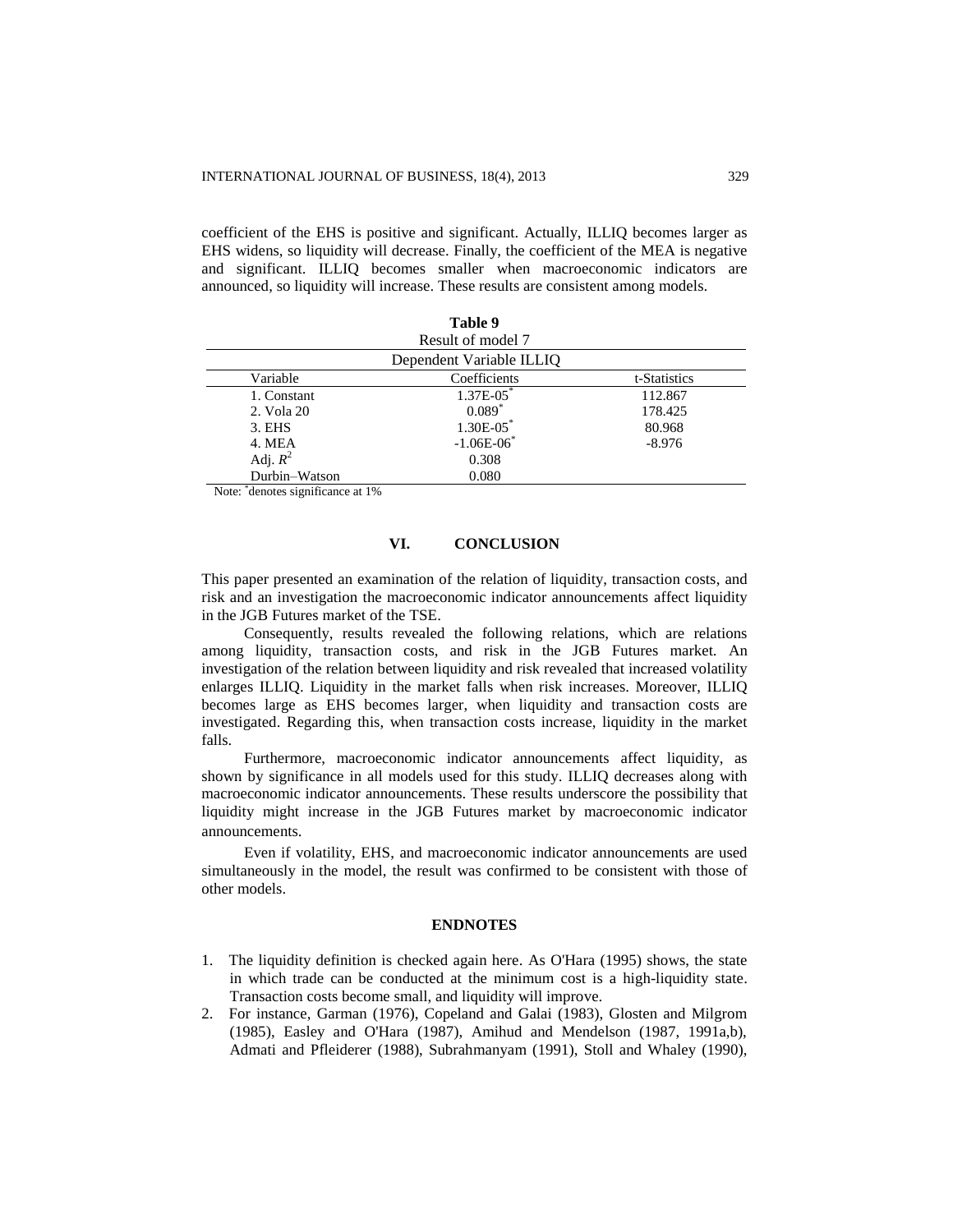coefficient of the EHS is positive and significant. Actually, ILLIQ becomes larger as EHS widens, so liquidity will decrease. Finally, the coefficient of the MEA is negative and significant. ILLIQ becomes smaller when macroeconomic indicators are announced, so liquidity will increase. These results are consistent among models.

**Table 9**
Result of model 7

| Dependent Variable ILLIQ | | |
|---|---|---|
| Variable | Coefficients | t-Statistics |
| 1. Constant | 1.37E-05* | 112.867 |
| 2. Vola 20 | 0.089* | 178.425 |
| 3. EHS | 1.30E-05* | 80.968 |
| 4. MEA | -1.06E-06* | -8.976 |
| Adj. $R^2$ | 0.308 | |
| Durbin–Watson | 0.080 | |

Note: * denotes significance at 1%

## VI. CONCLUSION

This paper presented an examination of the relation of liquidity, transaction costs, and risk and an investigation the macroeconomic indicator announcements affect liquidity in the JGB Futures market of the TSE.

Consequently, results revealed the following relations, which are relations among liquidity, transaction costs, and risk in the JGB Futures market. An investigation of the relation between liquidity and risk revealed that increased volatility enlarges ILLIQ. Liquidity in the market falls when risk increases. Moreover, ILLIQ becomes large as EHS becomes larger, when liquidity and transaction costs are investigated. Regarding this, when transaction costs increase, liquidity in the market falls.

Furthermore, macroeconomic indicator announcements affect liquidity, as shown by significance in all models used for this study. ILLIQ decreases along with macroeconomic indicator announcements. These results underscore the possibility that liquidity might increase in the JGB Futures market by macroeconomic indicator announcements.

Even if volatility, EHS, and macroeconomic indicator announcements are used simultaneously in the model, the result was confirmed to be consistent with those of other models.

## ENDNOTES

1. The liquidity definition is checked again here. As O'Hara (1995) shows, the state in which trade can be conducted at the minimum cost is a high-liquidity state. Transaction costs become small, and liquidity will improve.
2. For instance, Garman (1976), Copeland and Galai (1983), Glosten and Milgrom (1985), Easley and O'Hara (1987), Amihud and Mendelson (1987, 1991a,b), Admati and Pfleiderer (1988), Subrahmanyam (1991), Stoll and Whaley (1990),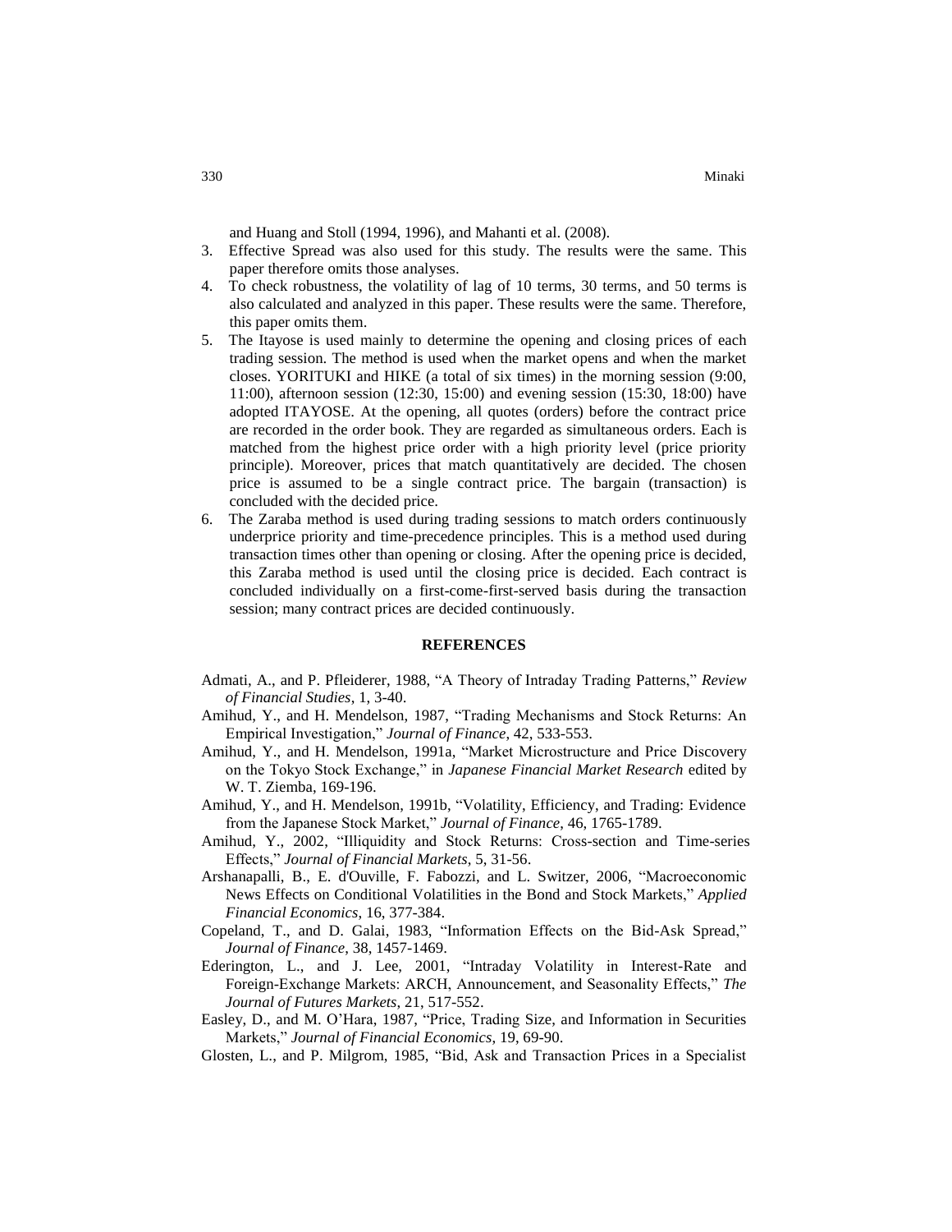and Huang and Stoll (1994, 1996), and Mahanti et al. (2008).

3. Effective Spread was also used for this study. The results were the same. This paper therefore omits those analyses.
4. To check robustness, the volatility of lag of 10 terms, 30 terms, and 50 terms is also calculated and analyzed in this paper. These results were the same. Therefore, this paper omits them.
5. The Itayose is used mainly to determine the opening and closing prices of each trading session. The method is used when the market opens and when the market closes. YORITUKI and HIKE (a total of six times) in the morning session (9:00, 11:00), afternoon session (12:30, 15:00) and evening session (15:30, 18:00) have adopted ITAYOSE. At the opening, all quotes (orders) before the contract price are recorded in the order book. They are regarded as simultaneous orders. Each is matched from the highest price order with a high priority level (price priority principle). Moreover, prices that match quantitatively are decided. The chosen price is assumed to be a single contract price. The bargain (transaction) is concluded with the decided price.
6. The Zaraba method is used during trading sessions to match orders continuously underprice priority and time-precedence principles. This is a method used during transaction times other than opening or closing. After the opening price is decided, this Zaraba method is used until the closing price is decided. Each contract is concluded individually on a first-come-first-served basis during the transaction session; many contract prices are decided continuously.

## REFERENCES

Admati, A., and P. Pfleiderer, 1988, "A Theory of Intraday Trading Patterns," *Review of Financial Studies*, 1, 3-40.

Amihud, Y., and H. Mendelson, 1987, "Trading Mechanisms and Stock Returns: An Empirical Investigation," *Journal of Finance*, 42, 533-553.

Amihud, Y., and H. Mendelson, 1991a, "Market Microstructure and Price Discovery on the Tokyo Stock Exchange," in *Japanese Financial Market Research* edited by W. T. Ziemba, 169-196.

Amihud, Y., and H. Mendelson, 1991b, "Volatility, Efficiency, and Trading: Evidence from the Japanese Stock Market," *Journal of Finance*, 46, 1765-1789.

Amihud, Y., 2002, "Illiquidity and Stock Returns: Cross-section and Time-series Effects," *Journal of Financial Markets*, 5, 31-56.

Arshanapalli, B., E. d'Ouville, F. Fabozzi, and L. Switzer, 2006, "Macroeconomic News Effects on Conditional Volatilities in the Bond and Stock Markets," *Applied Financial Economics*, 16, 377-384.

Copeland, T., and D. Galai, 1983, "Information Effects on the Bid-Ask Spread," *Journal of Finance*, 38, 1457-1469.

Ederington, L., and J. Lee, 2001, "Intraday Volatility in Interest-Rate and Foreign-Exchange Markets: ARCH, Announcement, and Seasonality Effects," *The Journal of Futures Markets*, 21, 517-552.

Easley, D., and M. O'Hara, 1987, "Price, Trading Size, and Information in Securities Markets," *Journal of Financial Economics*, 19, 69-90.

Glosten, L., and P. Milgrom, 1985, "Bid, Ask and Transaction Prices in a Specialist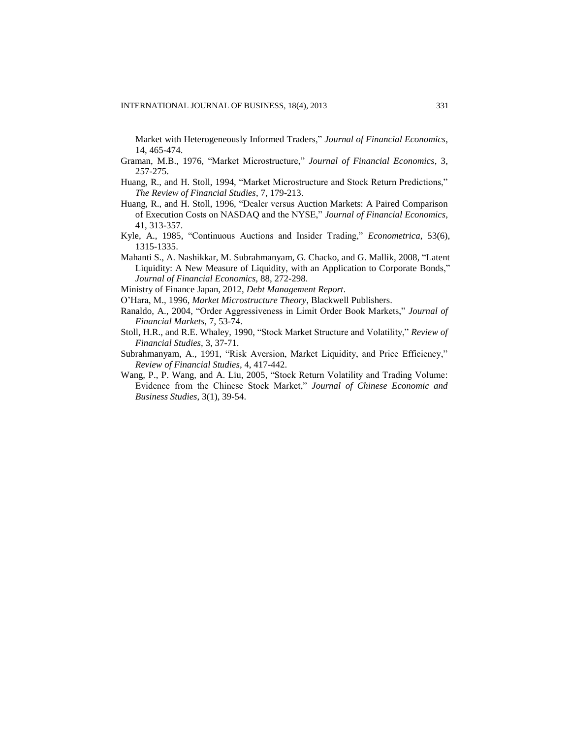Market with Heterogeneously Informed Traders," *Journal of Financial Economics*, 14, 465-474.

Graman, M.B., 1976, "Market Microstructure," *Journal of Financial Economics*, 3, 257-275.

Huang, R., and H. Stoll, 1994, "Market Microstructure and Stock Return Predictions," *The Review of Financial Studies*, 7, 179-213.

Huang, R., and H. Stoll, 1996, "Dealer versus Auction Markets: A Paired Comparison of Execution Costs on NASDAQ and the NYSE," *Journal of Financial Economics*, 41, 313-357.

Kyle, A., 1985, "Continuous Auctions and Insider Trading," *Econometrica*, 53(6), 1315-1335.

Mahanti S., A. Nashikkar, M. Subrahmanyam, G. Chacko, and G. Mallik, 2008, "Latent Liquidity: A New Measure of Liquidity, with an Application to Corporate Bonds," *Journal of Financial Economics*, 88, 272-298.

Ministry of Finance Japan, 2012, *Debt Management Report*.

O'Hara, M., 1996, *Market Microstructure Theory*, Blackwell Publishers.

Ranaldo, A., 2004, "Order Aggressiveness in Limit Order Book Markets," *Journal of Financial Markets*, 7, 53-74.

Stoll, H.R., and R.E. Whaley, 1990, "Stock Market Structure and Volatility," *Review of Financial Studies*, 3, 37-71.

Subrahmanyam, A., 1991, "Risk Aversion, Market Liquidity, and Price Efficiency," *Review of Financial Studies*, 4, 417-442.

Wang, P., P. Wang, and A. Liu, 2005, "Stock Return Volatility and Trading Volume: Evidence from the Chinese Stock Market," *Journal of Chinese Economic and Business Studies*, 3(1), 39-54.